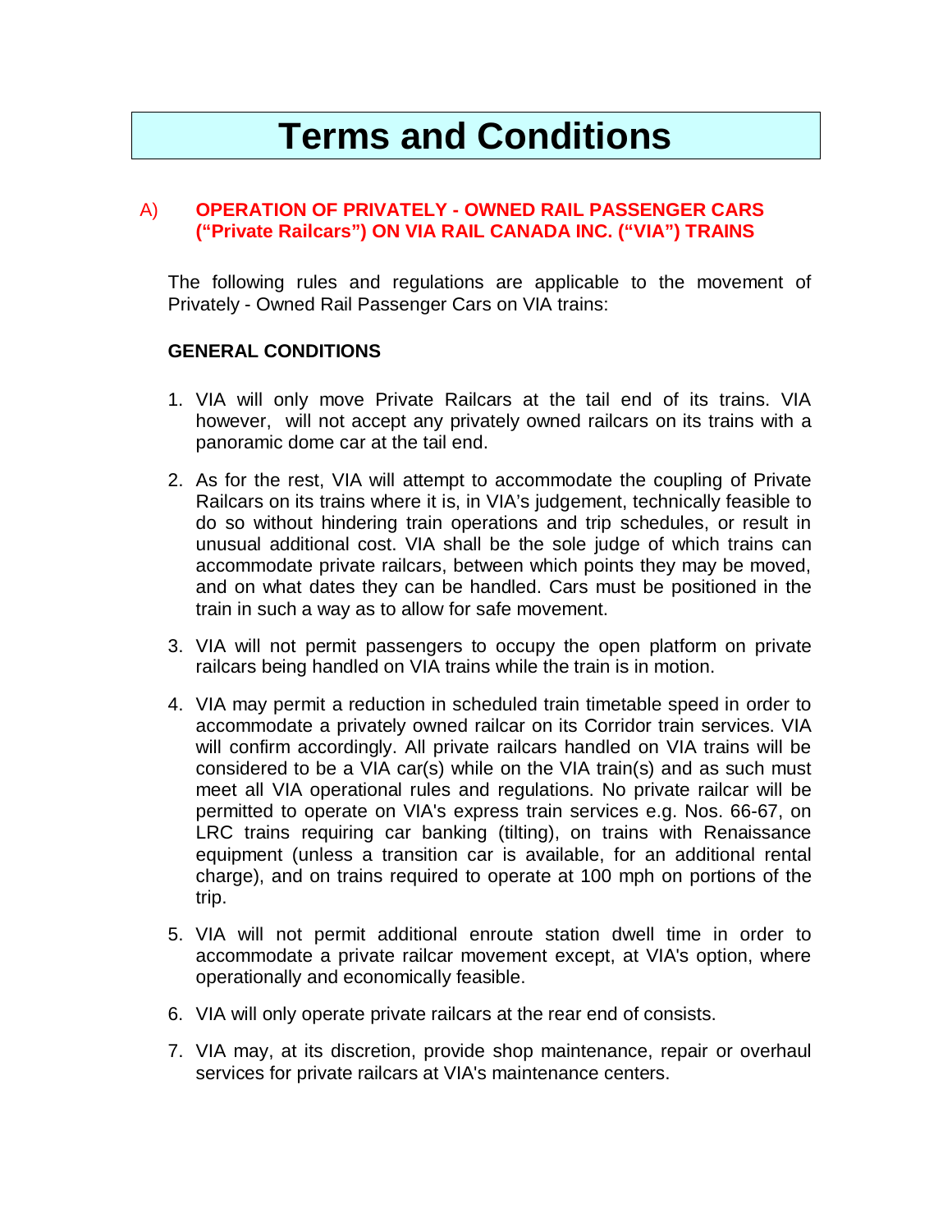# Terms and Conditions

## A) OPERATION OF PRIVATELY - OWNED RAIL PASSENGER CARS ("Private Railcars") ON VIA RAIL CANADA INC. ("VIA") TRAINS

The following rules and regulations are applicable to the movement of Privately - Owned Rail Passenger Cars on VIA trains:

### GENERAL CONDITIONS

1. VIA will only move Private Railcars at the tail end of its trains. VIA however, will not accept any privately owned railcars on its trains with a panoramic dome car at the tail end.

2. As for the rest, VIA will attempt to accommodate the coupling of Private Railcars on its trains where it is, in VIA's judgement, technically feasible to do so without hindering train operations and trip schedules, or result in unusual additional cost. VIA shall be the sole judge of which trains can accommodate private railcars, between which points they may be moved, and on what dates they can be handled. Cars must be positioned in the train in such a way as to allow for safe movement.

3. VIA will not permit passengers to occupy the open platform on private railcars being handled on VIA trains while the train is in motion.

4. VIA may permit a reduction in scheduled train timetable speed in order to accommodate a privately owned railcar on its Corridor train services. VIA will confirm accordingly. All private railcars handled on VIA trains will be considered to be a VIA car(s) while on the VIA train(s) and as such must meet all VIA operational rules and regulations. No private railcar will be permitted to operate on VIA's express train services e.g. Nos. 66-67, on LRC trains requiring car banking (tilting), on trains with Renaissance equipment (unless a transition car is available, for an additional rental charge), and on trains required to operate at 100 mph on portions of the trip.

5. VIA will not permit additional enroute station dwell time in order to accommodate a private railcar movement except, at VIA's option, where operationally and economically feasible.

6. VIA will only operate private railcars at the rear end of consists.

7. VIA may, at its discretion, provide shop maintenance, repair or overhaul services for private railcars at VIA's maintenance centers.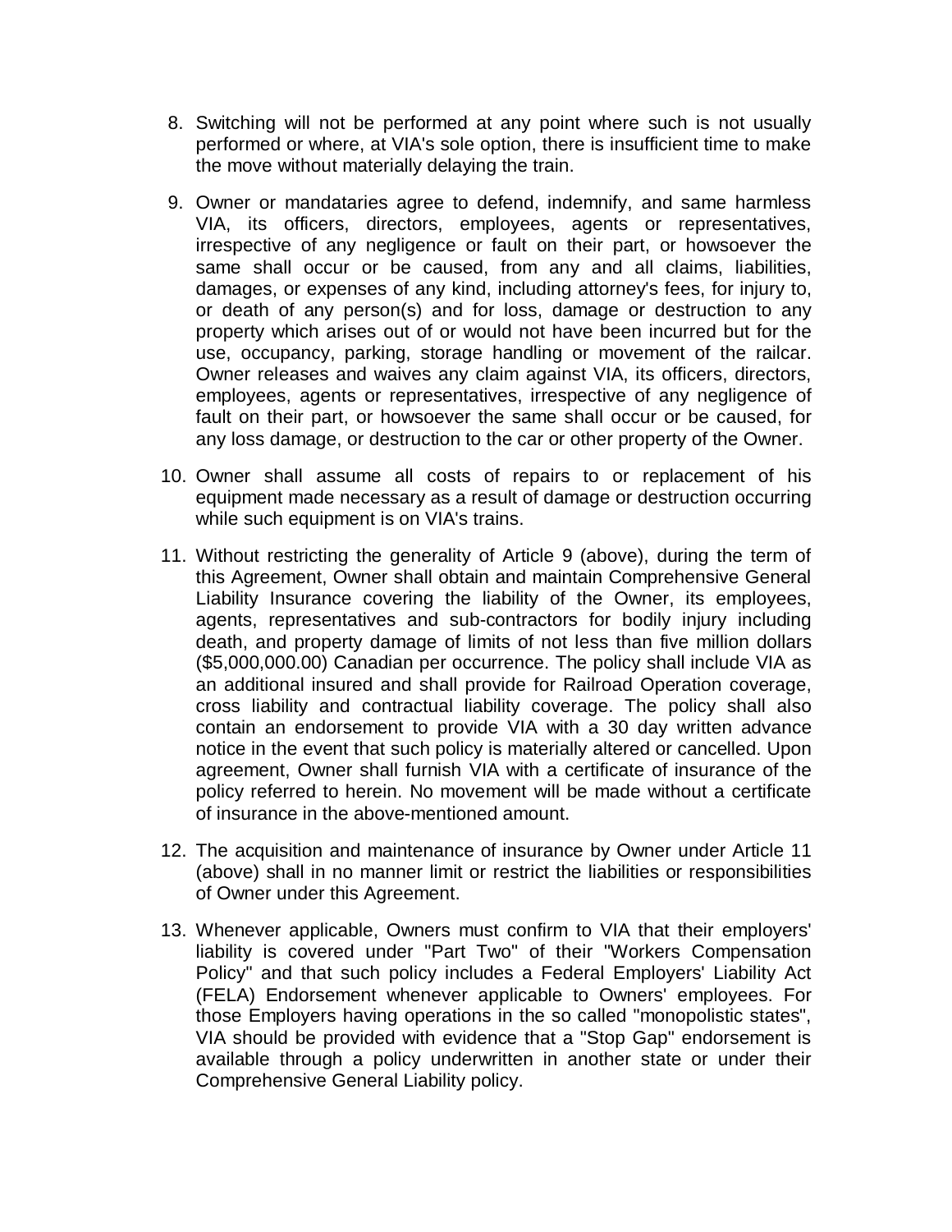8. Switching will not be performed at any point where such is not usually performed or where, at VIA's sole option, there is insufficient time to make the move without materially delaying the train.

9. Owner or mandataries agree to defend, indemnify, and same harmless VIA, its officers, directors, employees, agents or representatives, irrespective of any negligence or fault on their part, or howsoever the same shall occur or be caused, from any and all claims, liabilities, damages, or expenses of any kind, including attorney's fees, for injury to, or death of any person(s) and for loss, damage or destruction to any property which arises out of or would not have been incurred but for the use, occupancy, parking, storage handling or movement of the railcar. Owner releases and waives any claim against VIA, its officers, directors, employees, agents or representatives, irrespective of any negligence of fault on their part, or howsoever the same shall occur or be caused, for any loss damage, or destruction to the car or other property of the Owner.

10. Owner shall assume all costs of repairs to or replacement of his equipment made necessary as a result of damage or destruction occurring while such equipment is on VIA's trains.

11. Without restricting the generality of Article 9 (above), during the term of this Agreement, Owner shall obtain and maintain Comprehensive General Liability Insurance covering the liability of the Owner, its employees, agents, representatives and sub-contractors for bodily injury including death, and property damage of limits of not less than five million dollars ($5,000,000.00) Canadian per occurrence. The policy shall include VIA as an additional insured and shall provide for Railroad Operation coverage, cross liability and contractual liability coverage. The policy shall also contain an endorsement to provide VIA with a 30 day written advance notice in the event that such policy is materially altered or cancelled. Upon agreement, Owner shall furnish VIA with a certificate of insurance of the policy referred to herein. No movement will be made without a certificate of insurance in the above-mentioned amount.

12. The acquisition and maintenance of insurance by Owner under Article 11 (above) shall in no manner limit or restrict the liabilities or responsibilities of Owner under this Agreement.

13. Whenever applicable, Owners must confirm to VIA that their employers' liability is covered under "Part Two" of their "Workers Compensation Policy" and that such policy includes a Federal Employers' Liability Act (FELA) Endorsement whenever applicable to Owners' employees. For those Employers having operations in the so called "monopolistic states", VIA should be provided with evidence that a "Stop Gap" endorsement is available through a policy underwritten in another state or under their Comprehensive General Liability policy.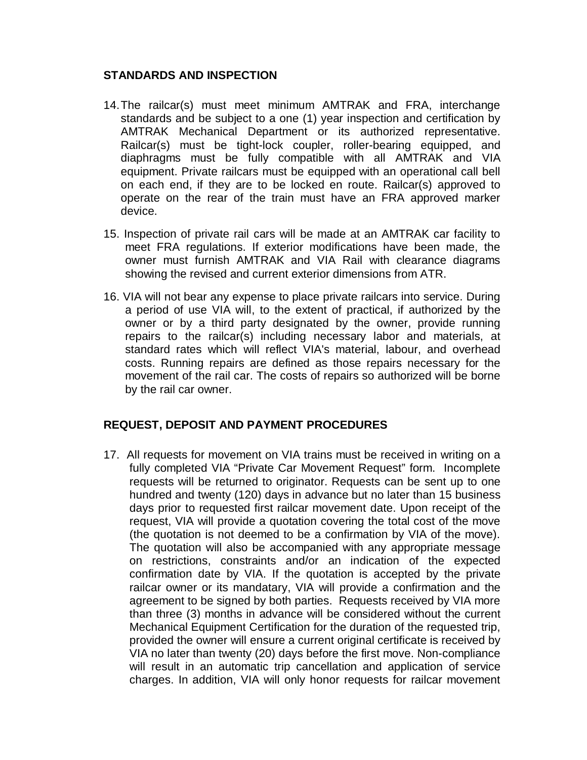## STANDARDS AND INSPECTION

14. The railcar(s) must meet minimum AMTRAK and FRA, interchange standards and be subject to a one (1) year inspection and certification by AMTRAK Mechanical Department or its authorized representative. Railcar(s) must be tight-lock coupler, roller-bearing equipped, and diaphragms must be fully compatible with all AMTRAK and VIA equipment. Private railcars must be equipped with an operational call bell on each end, if they are to be locked en route. Railcar(s) approved to operate on the rear of the train must have an FRA approved marker device.

15. Inspection of private rail cars will be made at an AMTRAK car facility to meet FRA regulations. If exterior modifications have been made, the owner must furnish AMTRAK and VIA Rail with clearance diagrams showing the revised and current exterior dimensions from ATR.

16. VIA will not bear any expense to place private railcars into service. During a period of use VIA will, to the extent of practical, if authorized by the owner or by a third party designated by the owner, provide running repairs to the railcar(s) including necessary labor and materials, at standard rates which will reflect VIA's material, labour, and overhead costs. Running repairs are defined as those repairs necessary for the movement of the rail car. The costs of repairs so authorized will be borne by the rail car owner.

## REQUEST, DEPOSIT AND PAYMENT PROCEDURES

17. All requests for movement on VIA trains must be received in writing on a fully completed VIA "Private Car Movement Request" form. Incomplete requests will be returned to originator. Requests can be sent up to one hundred and twenty (120) days in advance but no later than 15 business days prior to requested first railcar movement date. Upon receipt of the request, VIA will provide a quotation covering the total cost of the move (the quotation is not deemed to be a confirmation by VIA of the move). The quotation will also be accompanied with any appropriate message on restrictions, constraints and/or an indication of the expected confirmation date by VIA. If the quotation is accepted by the private railcar owner or its mandatary, VIA will provide a confirmation and the agreement to be signed by both parties. Requests received by VIA more than three (3) months in advance will be considered without the current Mechanical Equipment Certification for the duration of the requested trip, provided the owner will ensure a current original certificate is received by VIA no later than twenty (20) days before the first move. Non-compliance will result in an automatic trip cancellation and application of service charges. In addition, VIA will only honor requests for railcar movement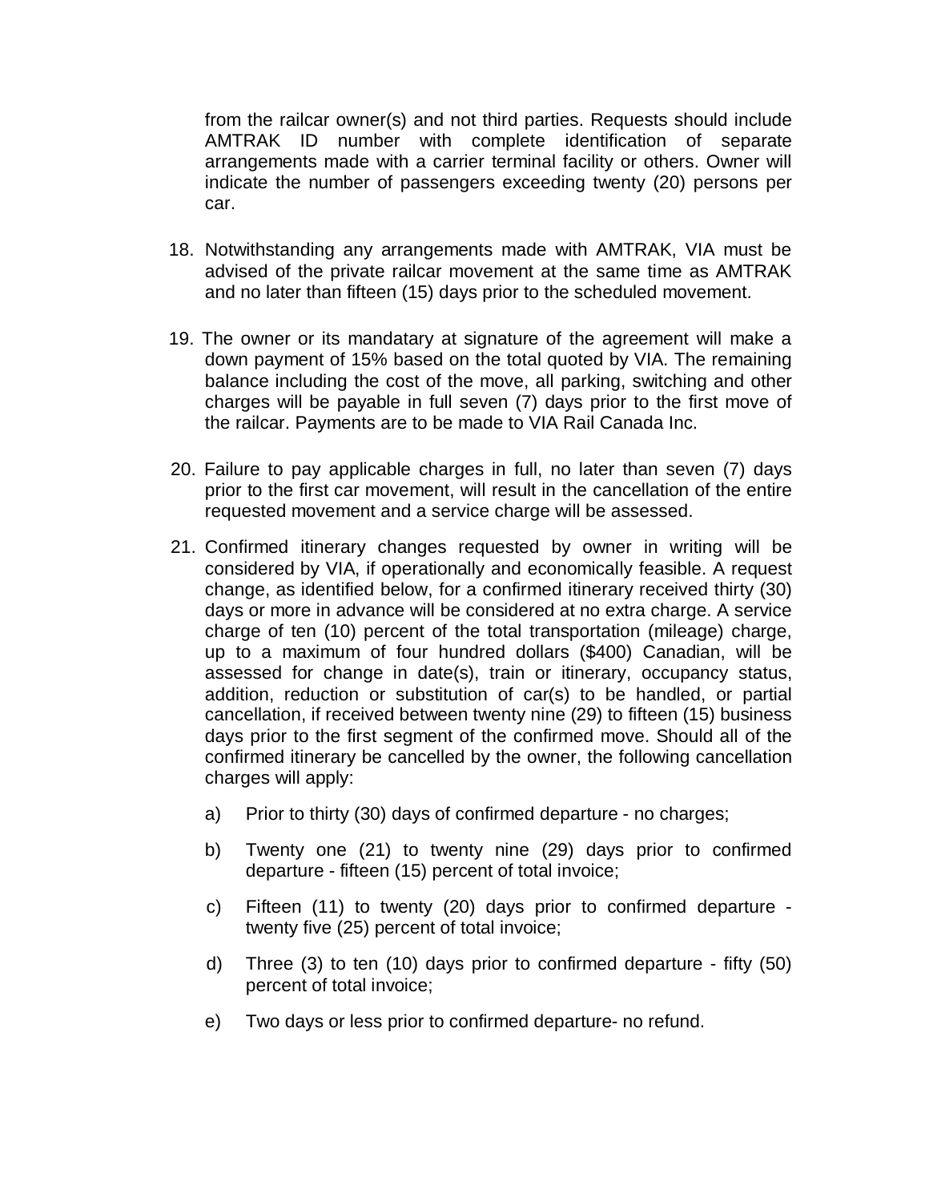from the railcar owner(s) and not third parties. Requests should include AMTRAK ID number with complete identification of separate arrangements made with a carrier terminal facility or others. Owner will indicate the number of passengers exceeding twenty (20) persons per car.

18. Notwithstanding any arrangements made with AMTRAK, VIA must be advised of the private railcar movement at the same time as AMTRAK and no later than fifteen (15) days prior to the scheduled movement.

19. The owner or its mandatary at signature of the agreement will make a down payment of 15% based on the total quoted by VIA. The remaining balance including the cost of the move, all parking, switching and other charges will be payable in full seven (7) days prior to the first move of the railcar. Payments are to be made to VIA Rail Canada Inc.

20. Failure to pay applicable charges in full, no later than seven (7) days prior to the first car movement, will result in the cancellation of the entire requested movement and a service charge will be assessed.

21. Confirmed itinerary changes requested by owner in writing will be considered by VIA, if operationally and economically feasible. A request change, as identified below, for a confirmed itinerary received thirty (30) days or more in advance will be considered at no extra charge. A service charge of ten (10) percent of the total transportation (mileage) charge, up to a maximum of four hundred dollars ($400) Canadian, will be assessed for change in date(s), train or itinerary, occupancy status, addition, reduction or substitution of car(s) to be handled, or partial cancellation, if received between twenty nine (29) to fifteen (15) business days prior to the first segment of the confirmed move. Should all of the confirmed itinerary be cancelled by the owner, the following cancellation charges will apply:

    a) Prior to thirty (30) days of confirmed departure - no charges;

    b) Twenty one (21) to twenty nine (29) days prior to confirmed departure - fifteen (15) percent of total invoice;

    c) Fifteen (11) to twenty (20) days prior to confirmed departure - twenty five (25) percent of total invoice;

    d) Three (3) to ten (10) days prior to confirmed departure - fifty (50) percent of total invoice;

    e) Two days or less prior to confirmed departure- no refund.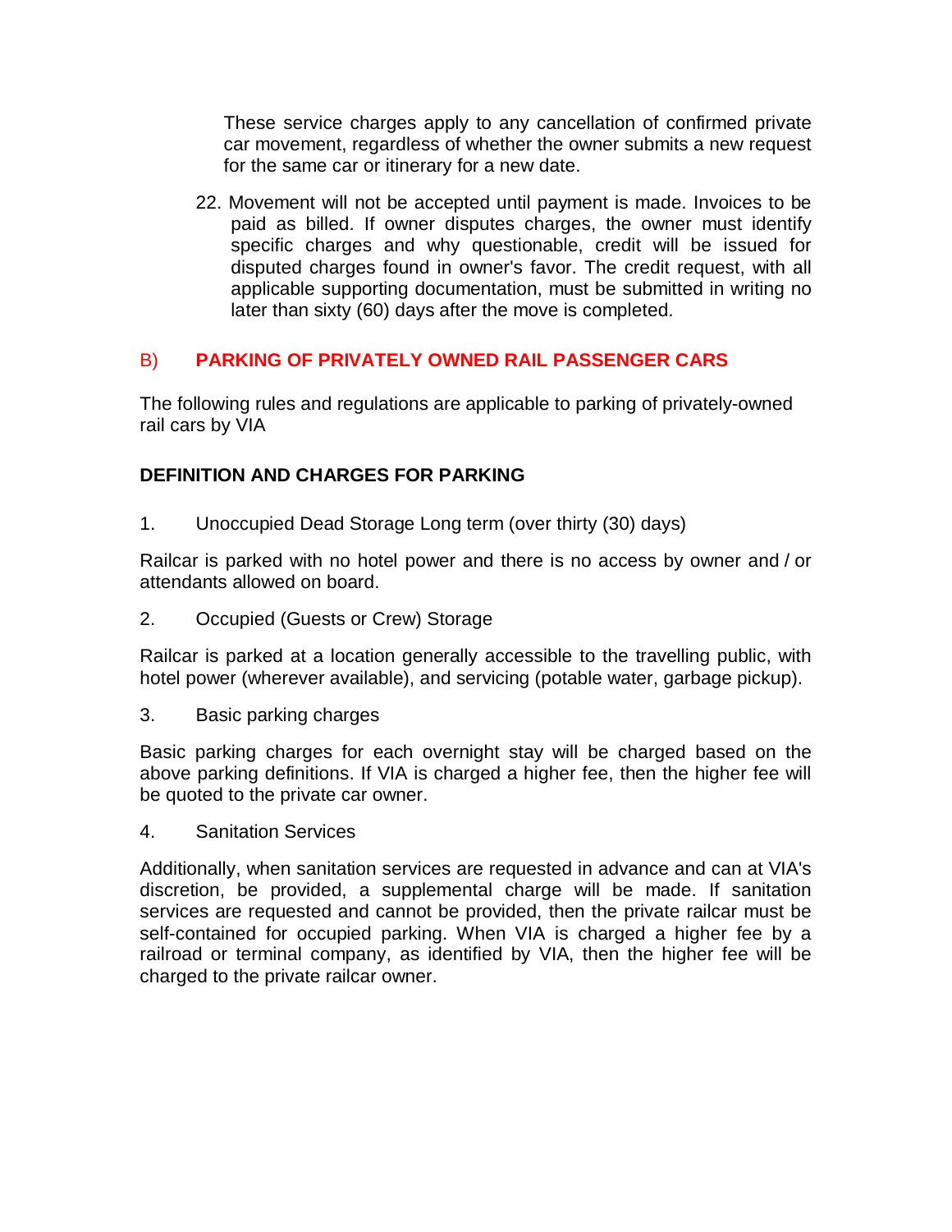These service charges apply to any cancellation of confirmed private car movement, regardless of whether the owner submits a new request for the same car or itinerary for a new date.

22. Movement will not be accepted until payment is made. Invoices to be paid as billed. If owner disputes charges, the owner must identify specific charges and why questionable, credit will be issued for disputed charges found in owner's favor. The credit request, with all applicable supporting documentation, must be submitted in writing no later than sixty (60) days after the move is completed.

## B) PARKING OF PRIVATELY OWNED RAIL PASSENGER CARS

The following rules and regulations are applicable to parking of privately-owned rail cars by VIA

### DEFINITION AND CHARGES FOR PARKING

1. Unoccupied Dead Storage Long term (over thirty (30) days)

Railcar is parked with no hotel power and there is no access by owner and / or attendants allowed on board.

2. Occupied (Guests or Crew) Storage

Railcar is parked at a location generally accessible to the travelling public, with hotel power (wherever available), and servicing (potable water, garbage pickup).

3. Basic parking charges

Basic parking charges for each overnight stay will be charged based on the above parking definitions. If VIA is charged a higher fee, then the higher fee will be quoted to the private car owner.

4. Sanitation Services

Additionally, when sanitation services are requested in advance and can at VIA's discretion, be provided, a supplemental charge will be made. If sanitation services are requested and cannot be provided, then the private railcar must be self-contained for occupied parking. When VIA is charged a higher fee by a railroad or terminal company, as identified by VIA, then the higher fee will be charged to the private railcar owner.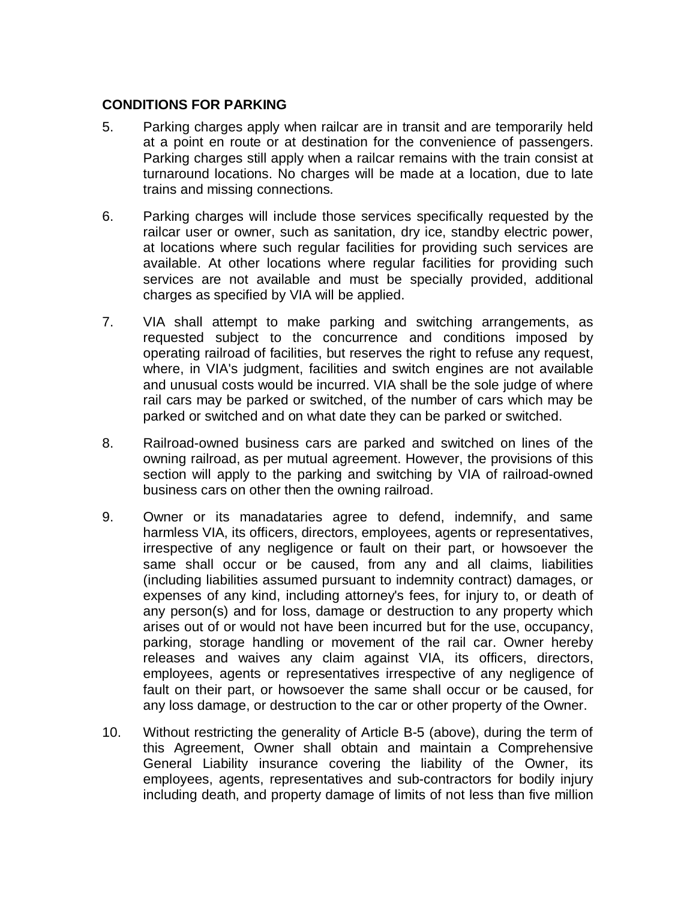**CONDITIONS FOR PARKING**

5. Parking charges apply when railcar are in transit and are temporarily held at a point en route or at destination for the convenience of passengers. Parking charges still apply when a railcar remains with the train consist at turnaround locations. No charges will be made at a location, due to late trains and missing connections.

6. Parking charges will include those services specifically requested by the railcar user or owner, such as sanitation, dry ice, standby electric power, at locations where such regular facilities for providing such services are available. At other locations where regular facilities for providing such services are not available and must be specially provided, additional charges as specified by VIA will be applied.

7. VIA shall attempt to make parking and switching arrangements, as requested subject to the concurrence and conditions imposed by operating railroad of facilities, but reserves the right to refuse any request, where, in VIA's judgment, facilities and switch engines are not available and unusual costs would be incurred. VIA shall be the sole judge of where rail cars may be parked or switched, of the number of cars which may be parked or switched and on what date they can be parked or switched.

8. Railroad-owned business cars are parked and switched on lines of the owning railroad, as per mutual agreement. However, the provisions of this section will apply to the parking and switching by VIA of railroad-owned business cars on other then the owning railroad.

9. Owner or its manadataries agree to defend, indemnify, and same harmless VIA, its officers, directors, employees, agents or representatives, irrespective of any negligence or fault on their part, or howsoever the same shall occur or be caused, from any and all claims, liabilities (including liabilities assumed pursuant to indemnity contract) damages, or expenses of any kind, including attorney's fees, for injury to, or death of any person(s) and for loss, damage or destruction to any property which arises out of or would not have been incurred but for the use, occupancy, parking, storage handling or movement of the rail car. Owner hereby releases and waives any claim against VIA, its officers, directors, employees, agents or representatives irrespective of any negligence of fault on their part, or howsoever the same shall occur or be caused, for any loss damage, or destruction to the car or other property of the Owner.

10. Without restricting the generality of Article B-5 (above), during the term of this Agreement, Owner shall obtain and maintain a Comprehensive General Liability insurance covering the liability of the Owner, its employees, agents, representatives and sub-contractors for bodily injury including death, and property damage of limits of not less than five million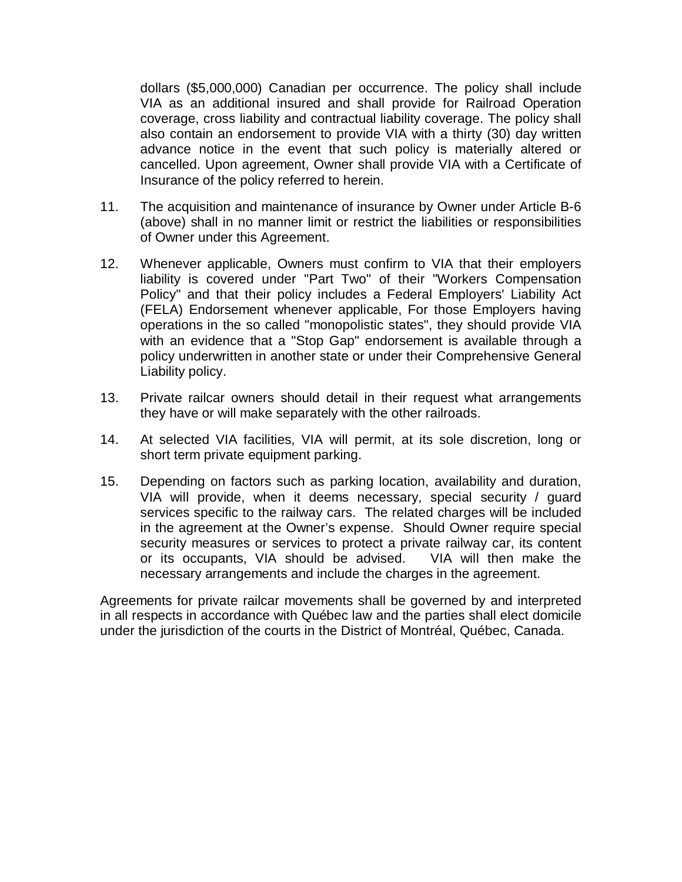dollars ($5,000,000) Canadian per occurrence. The policy shall include VIA as an additional insured and shall provide for Railroad Operation coverage, cross liability and contractual liability coverage. The policy shall also contain an endorsement to provide VIA with a thirty (30) day written advance notice in the event that such policy is materially altered or cancelled. Upon agreement, Owner shall provide VIA with a Certificate of Insurance of the policy referred to herein.

11. The acquisition and maintenance of insurance by Owner under Article B-6 (above) shall in no manner limit or restrict the liabilities or responsibilities of Owner under this Agreement.

12. Whenever applicable, Owners must confirm to VIA that their employers liability is covered under "Part Two" of their "Workers Compensation Policy" and that their policy includes a Federal Employers' Liability Act (FELA) Endorsement whenever applicable, For those Employers having operations in the so called "monopolistic states", they should provide VIA with an evidence that a "Stop Gap" endorsement is available through a policy underwritten in another state or under their Comprehensive General Liability policy.

13. Private railcar owners should detail in their request what arrangements they have or will make separately with the other railroads.

14. At selected VIA facilities, VIA will permit, at its sole discretion, long or short term private equipment parking.

15. Depending on factors such as parking location, availability and duration, VIA will provide, when it deems necessary, special security / guard services specific to the railway cars. The related charges will be included in the agreement at the Owner's expense. Should Owner require special security measures or services to protect a private railway car, its content or its occupants, VIA should be advised. VIA will then make the necessary arrangements and include the charges in the agreement.

Agreements for private railcar movements shall be governed by and interpreted in all respects in accordance with Québec law and the parties shall elect domicile under the jurisdiction of the courts in the District of Montréal, Québec, Canada.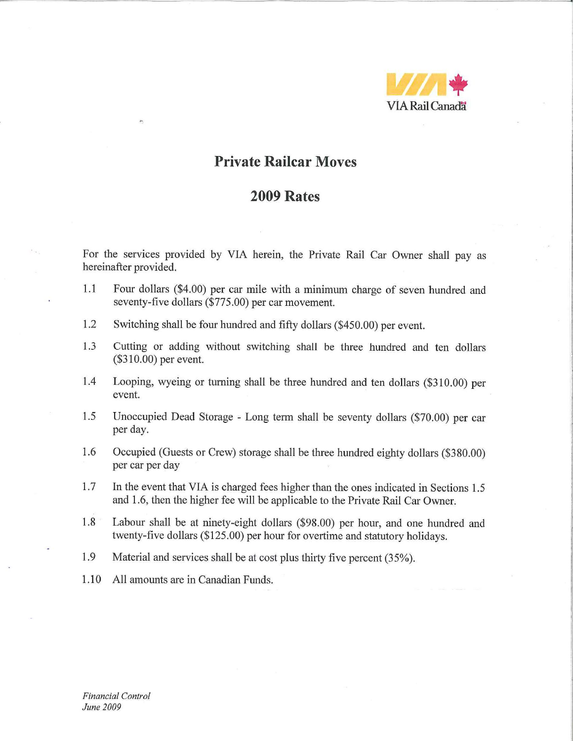VIA Rail Canada

# Private Railcar Moves

## 2009 Rates

For the services provided by VIA herein, the Private Rail Car Owner shall pay as hereinafter provided.

1.1 Four dollars ($4.00) per car mile with a minimum charge of seven hundred and seventy-five dollars ($775.00) per car movement.

1.2 Switching shall be four hundred and fifty dollars ($450.00) per event.

1.3 Cutting or adding without switching shall be three hundred and ten dollars ($310.00) per event.

1.4 Looping, wyeing or turning shall be three hundred and ten dollars ($310.00) per event.

1.5 Unoccupied Dead Storage - Long term shall be seventy dollars ($70.00) per car per day.

1.6 Occupied (Guests or Crew) storage shall be three hundred eighty dollars ($380.00) per car per day

1.7 In the event that VIA is charged fees higher than the ones indicated in Sections 1.5 and 1.6, then the higher fee will be applicable to the Private Rail Car Owner.

1.8 Labour shall be at ninety-eight dollars ($98.00) per hour, and one hundred and twenty-five dollars ($125.00) per hour for overtime and statutory holidays.

1.9 Material and services shall be at cost plus thirty five percent (35%).

1.10 All amounts are in Canadian Funds.

*Financial Control*
*June 2009*